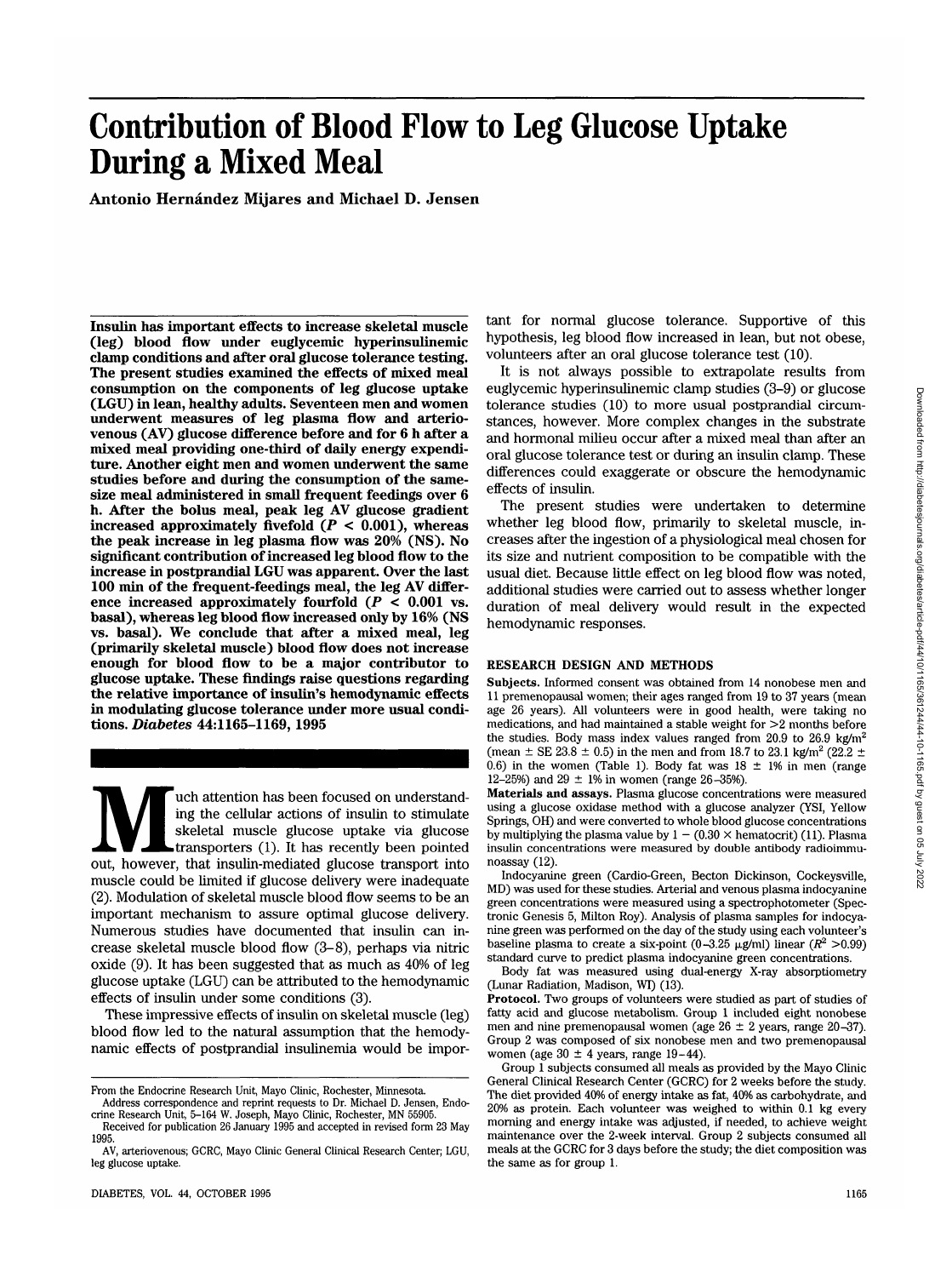# Contribution of Blood Flow to Leg Glucose Uptake During a Mixed Meal

**Antonio Hernández Mijares and Michael D. Jensen**

**Insulin has important effects to increase skeletal muscle (leg) blood flow under euglycemic hyperinsulinemic clamp conditions and after oral glucose tolerance testing. The present studies examined the effects of mixed meal consumption on the components of leg glucose uptake (LGU) in lean, healthy adults. Seventeen men and women underwent measures of leg plasma flow and arteriovenous (AV) glucose difference before and for 6 h after a mixed meal providing one-third of daily energy expenditure. Another eight men and women underwent the same studies before and during the consumption of the same-size meal administered in small frequent feedings over 6 h. After the bolus meal, peak leg AV glucose gradient increased approximately fivefold ($P < 0.001$), whereas the peak increase in leg plasma flow was 20% (NS). No significant contribution of increased leg blood flow to the increase in postprandial LGU was apparent. Over the last 100 min of the frequent-feedings meal, the leg AV difference increased approximately fourfold ($P < 0.001$ vs. basal), whereas leg blood flow increased only by 16% (NS vs. basal). We conclude that after a mixed meal, leg (primarily skeletal muscle) blood flow does not increase enough for blood flow to be a major contributor to glucose uptake. These findings raise questions regarding the relative importance of insulin's hemodynamic effects in modulating glucose tolerance under more usual conditions.** ***Diabetes* 44:1165–1169, 1995**

Much attention has been focused on understanding the cellular actions of insulin to stimulate skeletal muscle glucose uptake via glucose transporters (1). It has recently been pointed out, however, that insulin-mediated glucose transport into muscle could be limited if glucose delivery were inadequate (2). Modulation of skeletal muscle blood flow seems to be an important mechanism to assure optimal glucose delivery. Numerous studies have documented that insulin can increase skeletal muscle blood flow (3–8), perhaps via nitric oxide (9). It has been suggested that as much as 40% of leg glucose uptake (LGU) can be attributed to the hemodynamic effects of insulin under some conditions (3).

These impressive effects of insulin on skeletal muscle (leg) blood flow led to the natural assumption that the hemodynamic effects of postprandial insulinemia would be important for normal glucose tolerance. Supportive of this hypothesis, leg blood flow increased in lean, but not obese, volunteers after an oral glucose tolerance test (10).

It is not always possible to extrapolate results from euglycemic hyperinsulinemic clamp studies (3–9) or glucose tolerance studies (10) to more usual postprandial circumstances, however. More complex changes in the substrate and hormonal milieu occur after a mixed meal than after an oral glucose tolerance test or during an insulin clamp. These differences could exaggerate or obscure the hemodynamic effects of insulin.

The present studies were undertaken to determine whether leg blood flow, primarily to skeletal muscle, increases after the ingestion of a physiological meal chosen for its size and nutrient composition to be compatible with the usual diet. Because little effect on leg blood flow was noted, additional studies were carried out to assess whether longer duration of meal delivery would result in the expected hemodynamic responses.

## RESEARCH DESIGN AND METHODS

**Subjects.** Informed consent was obtained from 14 nonobese men and 11 premenopausal women; their ages ranged from 19 to 37 years (mean age 26 years). All volunteers were in good health, were taking no medications, and had maintained a stable weight for >2 months before the studies. Body mass index values ranged from 20.9 to 26.9 kg/m$^2$ (mean ± SE 23.8 ± 0.5) in the men and from 18.7 to 23.1 kg/m$^2$ (22.2 ± 0.6) in the women (Table 1). Body fat was 18 ± 1% in men (range 12–25%) and 29 ± 1% in women (range 26–35%).

**Materials and assays.** Plasma glucose concentrations were measured using a glucose oxidase method with a glucose analyzer (YSI, Yellow Springs, OH) and were converted to whole blood glucose concentrations by multiplying the plasma value by 1 − (0.30 × hematocrit) (11). Plasma insulin concentrations were measured by double antibody radioimmunoassay (12).

Indocyanine green (Cardio-Green, Becton Dickinson, Cockeysville, MD) was used for these studies. Arterial and venous plasma indocyanine green concentrations were measured using a spectrophotometer (Spectronic Genesis 5, Milton Roy). Analysis of plasma samples for indocyanine green was performed on the day of the study using each volunteer's baseline plasma to create a six-point (0–3.25 μg/ml) linear ($R^2$ >0.99) standard curve to predict plasma indocyanine green concentrations.

Body fat was measured using dual-energy X-ray absorptiometry (Lunar Radiation, Madison, WI) (13).

**Protocol.** Two groups of volunteers were studied as part of studies of fatty acid and glucose metabolism. Group 1 included eight nonobese men and nine premenopausal women (age 26 ± 2 years, range 20–37). Group 2 was composed of six nonobese men and two premenopausal women (age 30 ± 4 years, range 19–44).

Group 1 subjects consumed all meals as provided by the Mayo Clinic General Clinical Research Center (GCRC) for 2 weeks before the study. The diet provided 40% of energy intake as fat, 40% as carbohydrate, and 20% as protein. Each volunteer was weighed to within 0.1 kg every morning and energy intake was adjusted, if needed, to achieve weight maintenance over the 2-week interval. Group 2 subjects consumed all meals at the GCRC for 3 days before the study; the diet composition was the same as for group 1.

From the Endocrine Research Unit, Mayo Clinic, Rochester, Minnesota.

Address correspondence and reprint requests to Dr. Michael D. Jensen, Endocrine Research Unit, 5-164 W. Joseph, Mayo Clinic, Rochester, MN 55905.

Received for publication 26 January 1995 and accepted in revised form 23 May 1995.

AV, arteriovenous; GCRC, Mayo Clinic General Clinical Research Center; LGU, leg glucose uptake.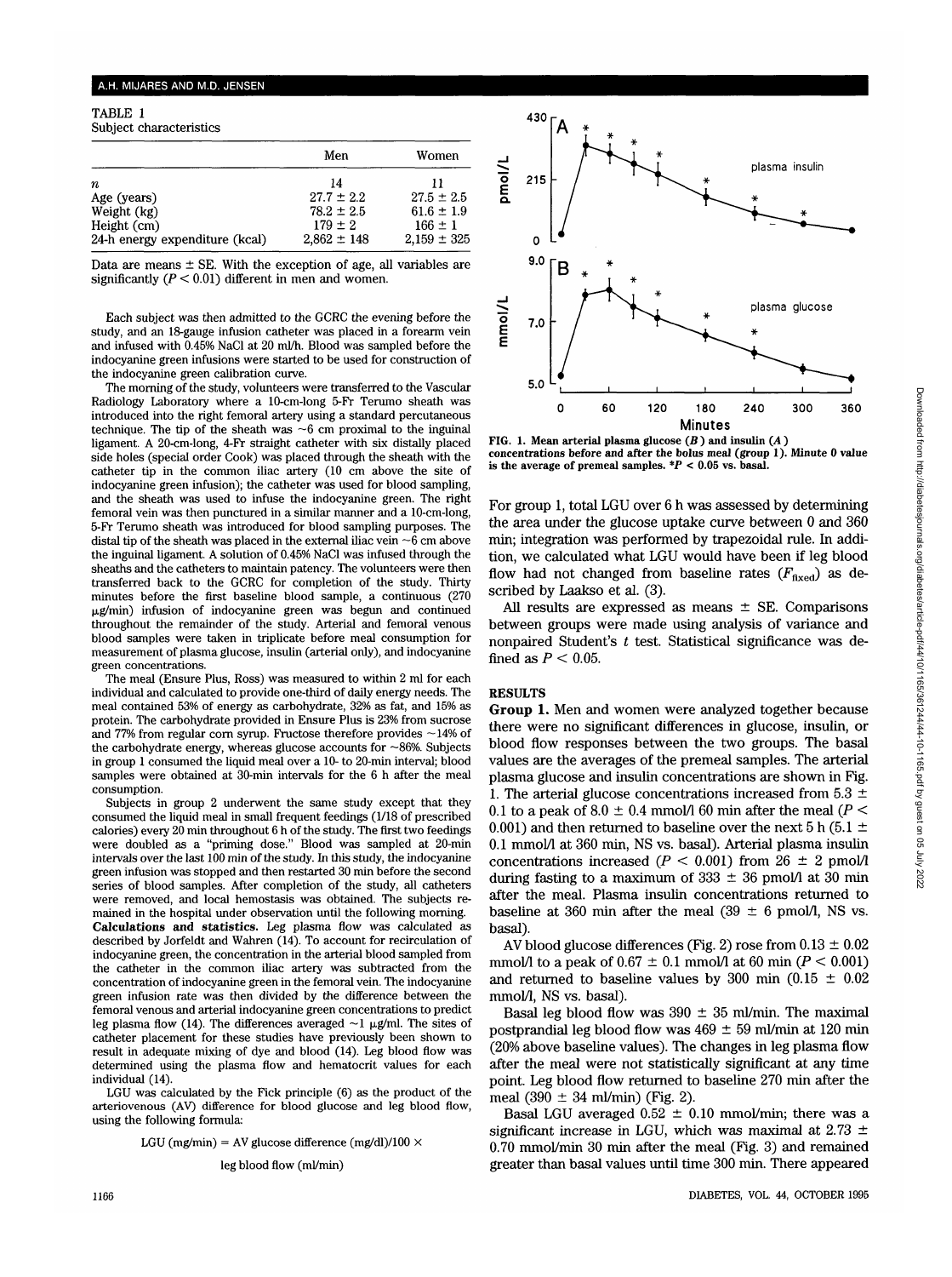TABLE 1
Subject characteristics

| | Men | Women |
|---|---|---|
| $n$ | 14 | 11 |
| Age (years) | $27.7 \pm 2.2$ | $27.5 \pm 2.5$ |
| Weight (kg) | $78.2 \pm 2.5$ | $61.6 \pm 1.9$ |
| Height (cm) | $179 \pm 2$ | $166 \pm 1$ |
| 24-h energy expenditure (kcal) | $2{,}862 \pm 148$ | $2{,}159 \pm 325$ |

Data are means ± SE. With the exception of age, all variables are significantly ($P < 0.01$) different in men and women.

Each subject was then admitted to the GCRC the evening before the study, and an 18-gauge infusion catheter was placed in a forearm vein and infused with 0.45% NaCl at 20 ml/h. Blood was sampled before the indocyanine green infusions were started to be used for construction of the indocyanine green calibration curve.

The morning of the study, volunteers were transferred to the Vascular Radiology Laboratory where a 10-cm-long 5-Fr Terumo sheath was introduced into the right femoral artery using a standard percutaneous technique. The tip of the sheath was ~6 cm proximal to the inguinal ligament. A 20-cm-long, 4-Fr straight catheter with six distally placed side holes (special order Cook) was placed through the sheath with the catheter tip in the common iliac artery (10 cm above the site of indocyanine green infusion); the catheter was used for blood sampling, and the sheath was used to infuse the indocyanine green. The right femoral vein was then punctured in a similar manner and a 10-cm-long, 5-Fr Terumo sheath was introduced for blood sampling purposes. The distal tip of the sheath was placed in the external iliac vein ~6 cm above the inguinal ligament. A solution of 0.45% NaCl was infused through the sheaths and the catheters to maintain patency. The volunteers were then transferred back to the GCRC for completion of the study. Thirty minutes before the first baseline blood sample, a continuous (270 μg/min) infusion of indocyanine green was begun and continued throughout the remainder of the study. Arterial and femoral venous blood samples were taken in triplicate before meal consumption for measurement of plasma glucose, insulin (arterial only), and indocyanine green concentrations.

The meal (Ensure Plus, Ross) was measured to within 2 ml for each individual and calculated to provide one-third of daily energy needs. The meal contained 53% of energy as carbohydrate, 32% as fat, and 15% as protein. The carbohydrate provided in Ensure Plus is 23% from sucrose and 77% from regular corn syrup. Fructose therefore provides ~14% of the carbohydrate energy, whereas glucose accounts for ~86%. Subjects in group 1 consumed the liquid meal over a 10- to 20-min interval; blood samples were obtained at 30-min intervals for the 6 h after the meal consumption.

Subjects in group 2 underwent the same study except that they consumed the liquid meal in small frequent feedings (1/18 of prescribed calories) every 20 min throughout 6 h of the study. The first two feedings were doubled as a "priming dose." Blood was sampled at 20-min intervals over the last 100 min of the study. In this study, the indocyanine green infusion was stopped and then restarted 30 min before the second series of blood samples. After completion of the study, all catheters were removed, and local hemostasis was obtained. The subjects remained in the hospital under observation until the following morning.

**Calculations and statistics.** Leg plasma flow was calculated as described by Jorfeldt and Wahren (14). To account for recirculation of indocyanine green, the concentration in the arterial blood sampled from the catheter in the common iliac artery was subtracted from the concentration of indocyanine green in the femoral vein. The indocyanine green infusion rate was then divided by the difference between the femoral venous and arterial indocyanine green concentrations to predict leg plasma flow (14). The differences averaged ~1 μg/ml. The sites of catheter placement for these studies have previously been shown to result in adequate mixing of dye and blood (14). Leg blood flow was determined using the plasma flow and hematocrit values for each individual (14).

LGU was calculated by the Fick principle (6) as the product of the arteriovenous (AV) difference for blood glucose and leg blood flow, using the following formula:

$$\text{LGU (mg/min)} = \text{AV glucose difference (mg/dl)}/100 \times \text{leg blood flow (ml/min)}$$

430
A
pmol/L
215
0
plasma insulin
9.0
B
mmol/L
7.0
5.0
plasma glucose
0 60 120 180 240 300 360
Minutes

FIG. 1. Mean arterial plasma glucose (*B*) and insulin (*A*) concentrations before and after the bolus meal (group 1). Minute 0 value is the average of premeal samples. *$P < 0.05$ vs. basal.

For group 1, total LGU over 6 h was assessed by determining the area under the glucose uptake curve between 0 and 360 min; integration was performed by trapezoidal rule. In addition, we calculated what LGU would have been if leg blood flow had not changed from baseline rates ($F_{\text{fixed}}$) as described by Laakso et al. (3).

All results are expressed as means ± SE. Comparisons between groups were made using analysis of variance and nonpaired Student's $t$ test. Statistical significance was defined as $P < 0.05$.

## RESULTS

**Group 1.** Men and women were analyzed together because there were no significant differences in glucose, insulin, or blood flow responses between the two groups. The basal values are the averages of the premeal samples. The arterial plasma glucose and insulin concentrations are shown in Fig. 1. The arterial glucose concentrations increased from 5.3 ± 0.1 to a peak of 8.0 ± 0.4 mmol/l 60 min after the meal ($P < 0.001$) and then returned to baseline over the next 5 h (5.1 ± 0.1 mmol/l at 360 min, NS vs. basal). Arterial plasma insulin concentrations increased ($P < 0.001$) from 26 ± 2 pmol/l during fasting to a maximum of 333 ± 36 pmol/l at 30 min after the meal. Plasma insulin concentrations returned to baseline at 360 min after the meal (39 ± 6 pmol/l, NS vs. basal).

AV blood glucose differences (Fig. 2) rose from 0.13 ± 0.02 mmol/l to a peak of 0.67 ± 0.1 mmol/l at 60 min ($P < 0.001$) and returned to baseline values by 300 min (0.15 ± 0.02 mmol/l, NS vs. basal).

Basal leg blood flow was 390 ± 35 ml/min. The maximal postprandial leg blood flow was 469 ± 59 ml/min at 120 min (20% above baseline values). The changes in leg plasma flow after the meal were not statistically significant at any time point. Leg blood flow returned to baseline 270 min after the meal (390 ± 34 ml/min) (Fig. 2).

Basal LGU averaged 0.52 ± 0.10 mmol/min; there was a significant increase in LGU, which was maximal at 2.73 ± 0.70 mmol/min 30 min after the meal (Fig. 3) and remained greater than basal values until time 300 min. There appeared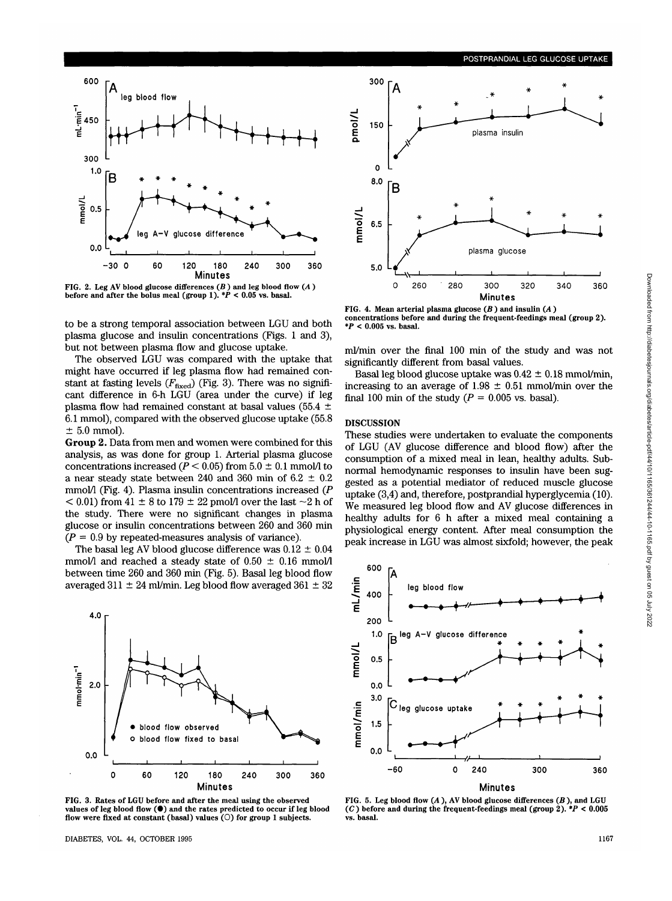600

A

leg blood flow

mL·min⁻¹

450

300

1.0

B

mmol/L

0.5

leg A-V glucose difference

0.0

-30 0 60 120 180 240 300 360

Minutes

FIG. 2. Leg AV blood glucose differences (*B*) and leg blood flow (*A*) before and after the bolus meal (group 1). *$P < 0.05$ vs. basal.

300

A

pmol/L

150

plasma insulin

0

8.0

B

mmol/L

6.5

plasma glucose

5.0

0 260 280 300 320 340 360

Minutes

FIG. 4. Mean arterial plasma glucose (*B*) and insulin (*A*) concentrations before and during the frequent-feedings meal (group 2). *$P < 0.005$ vs. basal.

to be a strong temporal association between LGU and both plasma glucose and insulin concentrations (Figs. 1 and 3), but not between plasma flow and glucose uptake.

The observed LGU was compared with the uptake that might have occurred if leg plasma flow had remained constant at fasting levels ($F_{fixed}$) (Fig. 3). There was no significant difference in 6-h LGU (area under the curve) if leg plasma flow had remained constant at basal values (55.4 ± 6.1 mmol), compared with the observed glucose uptake (55.8 ± 5.0 mmol).

**Group 2.** Data from men and women were combined for this analysis, as was done for group 1. Arterial plasma glucose concentrations increased ($P < 0.05$) from 5.0 ± 0.1 mmol/l to a near steady state between 240 and 360 min of 6.2 ± 0.2 mmol/l (Fig. 4). Plasma insulin concentrations increased ($P < 0.01$) from 41 ± 8 to 179 ± 22 pmol/l over the last ~2 h of the study. There were no significant changes in plasma glucose or insulin concentrations between 260 and 360 min ($P = 0.9$ by repeated-measures analysis of variance).

The basal leg AV blood glucose difference was 0.12 ± 0.04 mmol/l and reached a steady state of 0.50 ± 0.16 mmol/l between time 260 and 360 min (Fig. 5). Basal leg blood flow averaged 311 ± 24 ml/min. Leg blood flow averaged 361 ± 32 ml/min over the final 100 min of the study and was not significantly different from basal values.

Basal leg blood glucose uptake was 0.42 ± 0.18 mmol/min, increasing to an average of 1.98 ± 0.51 mmol/min over the final 100 min of the study ($P = 0.005$ vs. basal).

## DISCUSSION

These studies were undertaken to evaluate the components of LGU (AV glucose difference and blood flow) after the consumption of a mixed meal in lean, healthy adults. Subnormal hemodynamic responses to insulin have been suggested as a potential mediator of reduced muscle glucose uptake (3,4) and, therefore, postprandial hyperglycemia (10). We measured leg blood flow and AV glucose differences in healthy adults for 6 h after a mixed meal containing a physiological energy content. After meal consumption the peak increase in LGU was almost sixfold; however, the peak

4.0

mmol·min⁻¹

2.0

● blood flow observed

○ blood flow fixed to basal

0.0

0 60 120 180 240 300 360

Minutes

FIG. 3. Rates of LGU before and after the meal using the observed values of leg blood flow (●) and the rates predicted to occur if leg blood flow were fixed at constant (basal) values (○) for group 1 subjects.

600

A

mL/min

400

leg blood flow

200

1.0

B leg A-V glucose difference

mmol/L

0.5

0.0

3.0

C leg glucose uptake

mmol/min

1.5

0.0

-60 0 240 300 360

Minutes

FIG. 5. Leg blood flow (*A*), AV blood glucose differences (*B*), and LGU (*C*) before and during the frequent-feedings meal (group 2). *$P < 0.005$ vs. basal.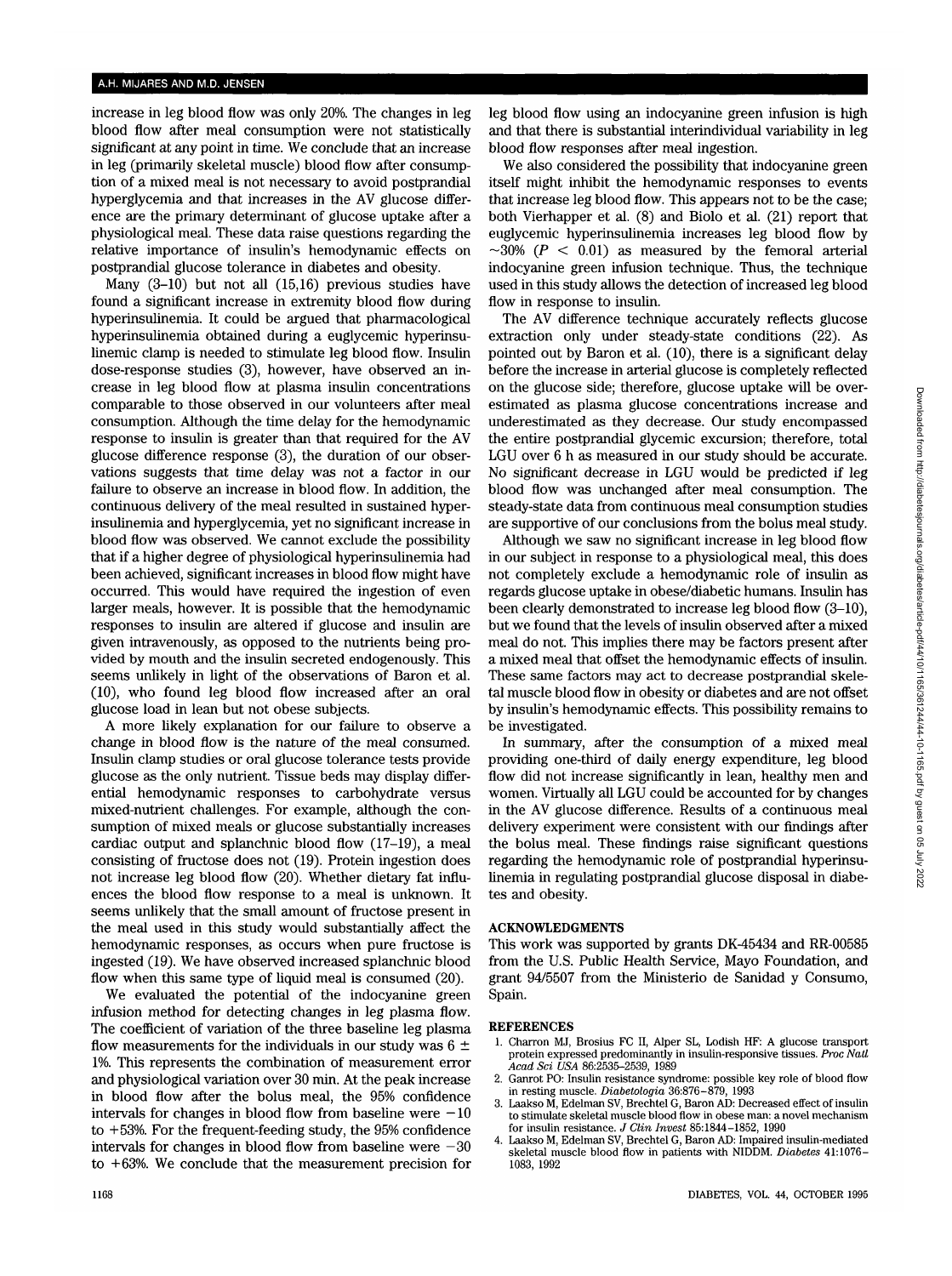increase in leg blood flow was only 20%. The changes in leg blood flow after meal consumption were not statistically significant at any point in time. We conclude that an increase in leg (primarily skeletal muscle) blood flow after consumption of a mixed meal is not necessary to avoid postprandial hyperglycemia and that increases in the AV glucose difference are the primary determinant of glucose uptake after a physiological meal. These data raise questions regarding the relative importance of insulin's hemodynamic effects on postprandial glucose tolerance in diabetes and obesity.

Many (3–10) but not all (15,16) previous studies have found a significant increase in extremity blood flow during hyperinsulinemia. It could be argued that pharmacological hyperinsulinemia obtained during a euglycemic hyperinsulinemic clamp is needed to stimulate leg blood flow. Insulin dose-response studies (3), however, have observed an increase in leg blood flow at plasma insulin concentrations comparable to those observed in our volunteers after meal consumption. Although the time delay for the hemodynamic response to insulin is greater than that required for the AV glucose difference response (3), the duration of our observations suggests that time delay was not a factor in our failure to observe an increase in blood flow. In addition, the continuous delivery of the meal resulted in sustained hyperinsulinemia and hyperglycemia, yet no significant increase in blood flow was observed. We cannot exclude the possibility that if a higher degree of physiological hyperinsulinemia had been achieved, significant increases in blood flow might have occurred. This would have required the ingestion of even larger meals, however. It is possible that the hemodynamic responses to insulin are altered if glucose and insulin are given intravenously, as opposed to the nutrients being provided by mouth and the insulin secreted endogenously. This seems unlikely in light of the observations of Baron et al. (10), who found leg blood flow increased after an oral glucose load in lean but not obese subjects.

A more likely explanation for our failure to observe a change in blood flow is the nature of the meal consumed. Insulin clamp studies or oral glucose tolerance tests provide glucose as the only nutrient. Tissue beds may display differential hemodynamic responses to carbohydrate versus mixed-nutrient challenges. For example, although the consumption of mixed meals or glucose substantially increases cardiac output and splanchnic blood flow (17–19), a meal consisting of fructose does not (19). Protein ingestion does not increase leg blood flow (20). Whether dietary fat influences the blood flow response to a meal is unknown. It seems unlikely that the small amount of fructose present in the meal used in this study would substantially affect the hemodynamic responses, as occurs when pure fructose is ingested (19). We have observed increased splanchnic blood flow when this same type of liquid meal is consumed (20).

We evaluated the potential of the indocyanine green infusion method for detecting changes in leg plasma flow. The coefficient of variation of the three baseline leg plasma flow measurements for the individuals in our study was 6 ± 1%. This represents the combination of measurement error and physiological variation over 30 min. At the peak increase in blood flow after the bolus meal, the 95% confidence intervals for changes in blood flow from baseline were −10 to +53%. For the frequent-feeding study, the 95% confidence intervals for changes in blood flow from baseline were −30 to +63%. We conclude that the measurement precision for leg blood flow using an indocyanine green infusion is high and that there is substantial interindividual variability in leg blood flow responses after meal ingestion.

We also considered the possibility that indocyanine green itself might inhibit the hemodynamic responses to events that increase leg blood flow. This appears not to be the case; both Vierhapper et al. (8) and Biolo et al. (21) report that euglycemic hyperinsulinemia increases leg blood flow by ~30% ($P < 0.01$) as measured by the femoral arterial indocyanine green infusion technique. Thus, the technique used in this study allows the detection of increased leg blood flow in response to insulin.

The AV difference technique accurately reflects glucose extraction only under steady-state conditions (22). As pointed out by Baron et al. (10), there is a significant delay before the increase in arterial glucose is completely reflected on the glucose side; therefore, glucose uptake will be overestimated as plasma glucose concentrations increase and underestimated as they decrease. Our study encompassed the entire postprandial glycemic excursion; therefore, total LGU over 6 h as measured in our study should be accurate. No significant decrease in LGU would be predicted if leg blood flow was unchanged after meal consumption. The steady-state data from continuous meal consumption studies are supportive of our conclusions from the bolus meal study.

Although we saw no significant increase in leg blood flow in our subject in response to a physiological meal, this does not completely exclude a hemodynamic role of insulin as regards glucose uptake in obese/diabetic humans. Insulin has been clearly demonstrated to increase leg blood flow (3–10), but we found that the levels of insulin observed after a mixed meal do not. This implies there may be factors present after a mixed meal that offset the hemodynamic effects of insulin. These same factors may act to decrease postprandial skeletal muscle blood flow in obesity or diabetes and are not offset by insulin's hemodynamic effects. This possibility remains to be investigated.

In summary, after the consumption of a mixed meal providing one-third of daily energy expenditure, leg blood flow did not increase significantly in lean, healthy men and women. Virtually all LGU could be accounted for by changes in the AV glucose difference. Results of a continuous meal delivery experiment were consistent with our findings after the bolus meal. These findings raise significant questions regarding the hemodynamic role of postprandial hyperinsulinemia in regulating postprandial glucose disposal in diabetes and obesity.

## ACKNOWLEDGMENTS

This work was supported by grants DK-45434 and RR-00585 from the U.S. Public Health Service, Mayo Foundation, and grant 94/5507 from the Ministerio de Sanidad y Consumo, Spain.

## REFERENCES

1. Charron MJ, Brosius FC II, Alper SL, Lodish HF: A glucose transport protein expressed predominantly in insulin-responsive tissues. *Proc Natl Acad Sci USA* 86:2535–2539, 1989
2. Ganrot PO: Insulin resistance syndrome: possible key role of blood flow in resting muscle. *Diabetologia* 36:876–879, 1993
3. Laakso M, Edelman SV, Brechtel G, Baron AD: Decreased effect of insulin to stimulate skeletal muscle blood flow in obese man: a novel mechanism for insulin resistance. *J Clin Invest* 85:1844–1852, 1990
4. Laakso M, Edelman SV, Brechtel G, Baron AD: Impaired insulin-mediated skeletal muscle blood flow in patients with NIDDM. *Diabetes* 41:1076–1083, 1992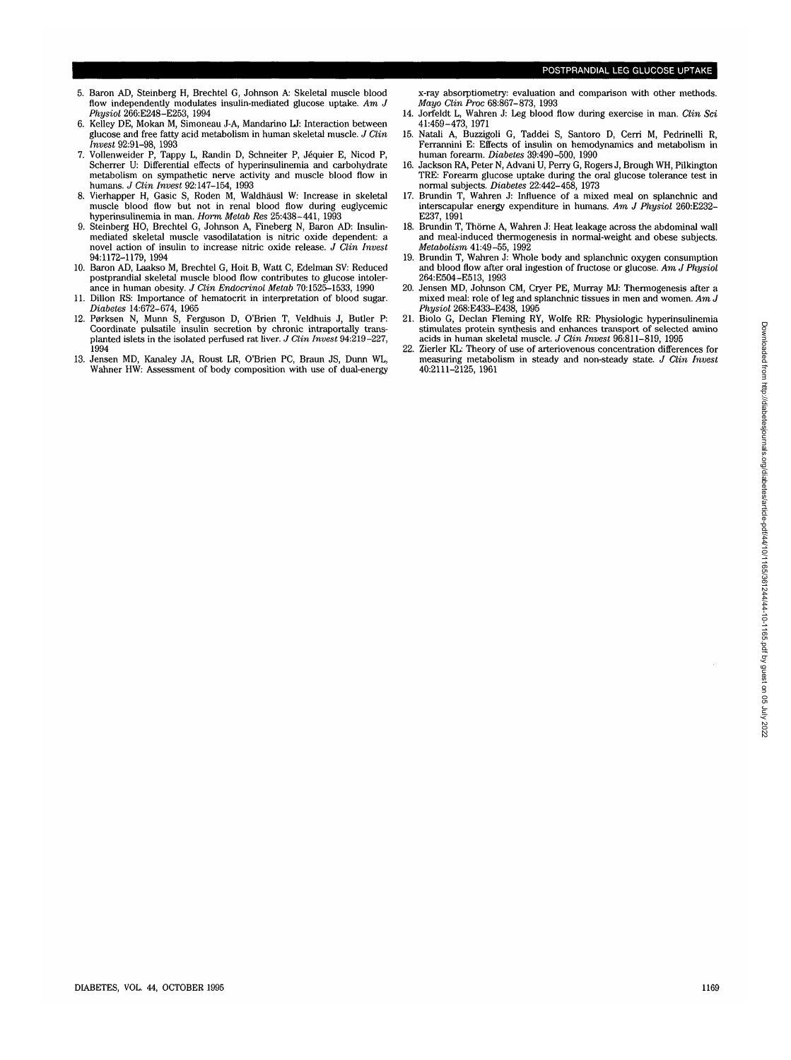5. Baron AD, Steinberg H, Brechtel G, Johnson A: Skeletal muscle blood flow independently modulates insulin-mediated glucose uptake. *Am J Physiol* 266:E248–E253, 1994
6. Kelley DE, Mokan M, Simoneau J-A, Mandarino LJ: Interaction between glucose and free fatty acid metabolism in human skeletal muscle. *J Clin Invest* 92:91–98, 1993
7. Vollenweider P, Tappy L, Randin D, Schneiter P, Jéquier E, Nicod P, Scherrer U: Differential effects of hyperinsulinemia and carbohydrate metabolism on sympathetic nerve activity and muscle blood flow in humans. *J Clin Invest* 92:147–154, 1993
8. Vierhapper H, Gasic S, Roden M, Waldhäusl W: Increase in skeletal muscle blood flow but not in renal blood flow during euglycemic hyperinsulinemia in man. *Horm Metab Res* 25:438–441, 1993
9. Steinberg HO, Brechtel G, Johnson A, Fineberg N, Baron AD: Insulin-mediated skeletal muscle vasodilatation is nitric oxide dependent: a novel action of insulin to increase nitric oxide release. *J Clin Invest* 94:1172–1179, 1994
10. Baron AD, Laakso M, Brechtel G, Hoit B, Watt C, Edelman SV: Reduced postprandial skeletal muscle blood flow contributes to glucose intolerance in human obesity. *J Clin Endocrinol Metab* 70:1525–1533, 1990
11. Dillon RS: Importance of hematocrit in interpretation of blood sugar. *Diabetes* 14:672–674, 1965
12. Pørksen N, Munn S, Ferguson D, O'Brien T, Veldhuis J, Butler P: Coordinate pulsatile insulin secretion by chronic intraportally transplanted islets in the isolated perfused rat liver. *J Clin Invest* 94:219–227, 1994
13. Jensen MD, Kanaley JA, Roust LR, O'Brien PC, Braun JS, Dunn WL, Wahner HW: Assessment of body composition with use of dual-energy x-ray absorptiometry: evaluation and comparison with other methods. *Mayo Clin Proc* 68:867–873, 1993
14. Jorfeldt L, Wahren J: Leg blood flow during exercise in man. *Clin Sci* 41:459–473, 1971
15. Natali A, Buzzigoli G, Taddei S, Santoro D, Cerri M, Pedrinelli R, Ferrannini E: Effects of insulin on hemodynamics and metabolism in human forearm. *Diabetes* 39:490–500, 1990
16. Jackson RA, Peter N, Advani U, Perry G, Rogers J, Brough WH, Pilkington TRE: Forearm glucose uptake during the oral glucose tolerance test in normal subjects. *Diabetes* 22:442–458, 1973
17. Brundin T, Wahren J: Influence of a mixed meal on splanchnic and interscapular energy expenditure in humans. *Am J Physiol* 260:E232–E237, 1991
18. Brundin T, Thörne A, Wahren J: Heat leakage across the abdominal wall and meal-induced thermogenesis in normal-weight and obese subjects. *Metabolism* 41:49–55, 1992
19. Brundin T, Wahren J: Whole body and splanchnic oxygen consumption and blood flow after oral ingestion of fructose or glucose. *Am J Physiol* 264:E504–E513, 1993
20. Jensen MD, Johnson CM, Cryer PE, Murray MJ: Thermogenesis after a mixed meal: role of leg and splanchnic tissues in men and women. *Am J Physiol* 268:E433–E438, 1995
21. Biolo G, Declan Fleming RY, Wolfe RR: Physiologic hyperinsulinemia stimulates protein synthesis and enhances transport of selected amino acids in human skeletal muscle. *J Clin Invest* 96:811–819, 1995
22. Zierler KL: Theory of use of arteriovenous concentration differences for measuring metabolism in steady and non-steady state. *J Clin Invest* 40:2111–2125, 1961